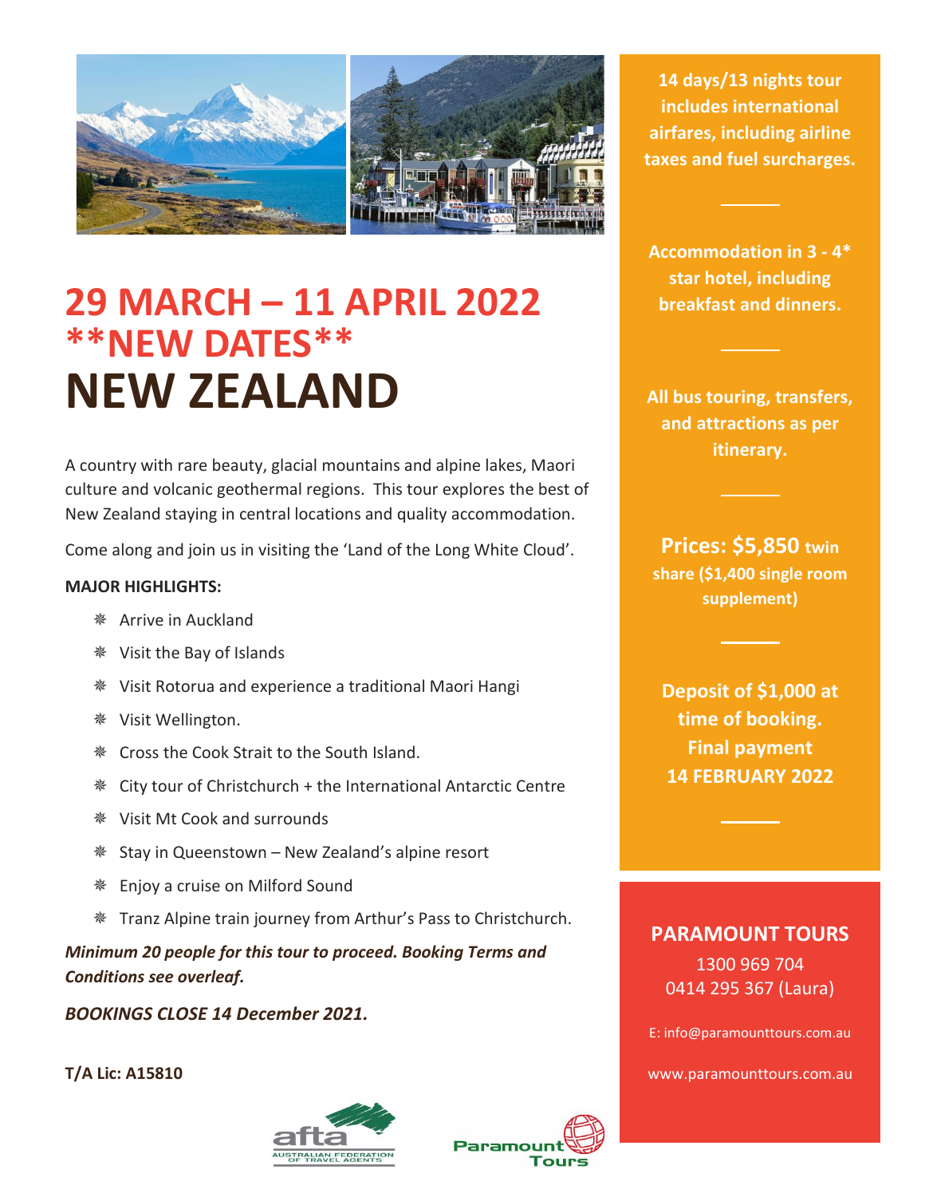# 29 MARCH – 11 APRIL 2022

## **NEW DATES**

# NEW ZEALAND

A country with rare beauty, glacial mountains and alpine lakes, Maori culture and volcanic geothermal regions. This tour explores the best of New Zealand staying in central locations and quality accommodation.

Come along and join us in visiting the 'Land of the Long White Cloud'.

**MAJOR HIGHLIGHTS:**

- Arrive in Auckland
- Visit the Bay of Islands
- Visit Rotorua and experience a traditional Maori Hangi
- Visit Wellington.
- Cross the Cook Strait to the South Island.
- City tour of Christchurch + the International Antarctic Centre
- Visit Mt Cook and surrounds
- Stay in Queenstown – New Zealand's alpine resort
- Enjoy a cruise on Milford Sound
- Tranz Alpine train journey from Arthur's Pass to Christchurch.

***Minimum 20 people for this tour to proceed. Booking Terms and Conditions see overleaf.***

***BOOKINGS CLOSE 14 December 2021.***

**T/A Lic: A15810**

**14 days/13 nights tour includes international airfares, including airline taxes and fuel surcharges.**

**Accommodation in 3 - 4* star hotel, including breakfast and dinners.**

**All bus touring, transfers, and attractions as per itinerary.**

**Prices: $5,850 twin share ($1,400 single room supplement)**

**Deposit of $1,000 at time of booking. Final payment 14 FEBRUARY 2022**

**PARAMOUNT TOURS**

1300 969 704

0414 295 367 (Laura)

E: info@paramounttours.com.au

www.paramounttours.com.au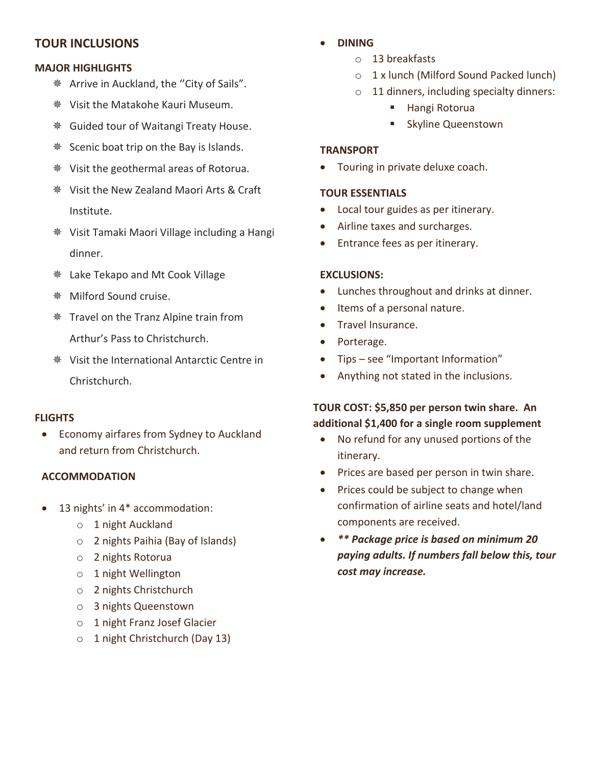## TOUR INCLUSIONS

### MAJOR HIGHLIGHTS

- Arrive in Auckland, the ''City of Sails".
- Visit the Matakohe Kauri Museum.
- Guided tour of Waitangi Treaty House.
- Scenic boat trip on the Bay is Islands.
- Visit the geothermal areas of Rotorua.
- Visit the New Zealand Maori Arts & Craft Institute.
- Visit Tamaki Maori Village including a Hangi dinner.
- Lake Tekapo and Mt Cook Village
- Milford Sound cruise.
- Travel on the Tranz Alpine train from Arthur's Pass to Christchurch.
- Visit the International Antarctic Centre in Christchurch.

### FLIGHTS

- Economy airfares from Sydney to Auckland and return from Christchurch.

### ACCOMMODATION

- 13 nights' in 4* accommodation:
    - 1 night Auckland
    - 2 nights Paihia (Bay of Islands)
    - 2 nights Rotorua
    - 1 night Wellington
    - 2 nights Christchurch
    - 3 nights Queenstown
    - 1 night Franz Josef Glacier
    - 1 night Christchurch (Day 13)

- **DINING**
    - 13 breakfasts
    - 1 x lunch (Milford Sound Packed lunch)
    - 11 dinners, including specialty dinners:
        - Hangi Rotorua
        - Skyline Queenstown

### TRANSPORT

- Touring in private deluxe coach.

### TOUR ESSENTIALS

- Local tour guides as per itinerary.
- Airline taxes and surcharges.
- Entrance fees as per itinerary.

### EXCLUSIONS:

- Lunches throughout and drinks at dinner.
- Items of a personal nature.
- Travel Insurance.
- Porterage.
- Tips – see "Important Information"
- Anything not stated in the inclusions.

### TOUR COST: $5,850 per person twin share. An additional $1,400 for a single room supplement

- No refund for any unused portions of the itinerary.
- Prices are based per person in twin share.
- Prices could be subject to change when confirmation of airline seats and hotel/land components are received.
- ***** Package price is based on minimum 20 paying adults. If numbers fall below this, tour cost may increase.***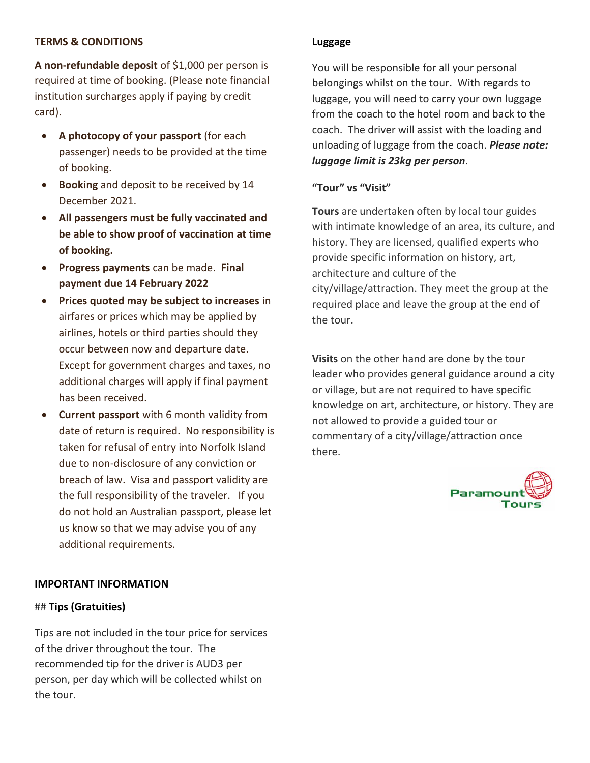**TERMS & CONDITIONS**

**A non-refundable deposit** of $1,000 per person is required at time of booking. (Please note financial institution surcharges apply if paying by credit card).

- **A photocopy of your passport** (for each passenger) needs to be provided at the time of booking.
- **Booking** and deposit to be received by 14 December 2021.
- **All passengers must be fully vaccinated and be able to show proof of vaccination at time of booking.**
- **Progress payments** can be made. **Final payment due 14 February 2022**
- **Prices quoted may be subject to increases** in airfares or prices which may be applied by airlines, hotels or third parties should they occur between now and departure date. Except for government charges and taxes, no additional charges will apply if final payment has been received.
- **Current passport** with 6 month validity from date of return is required. No responsibility is taken for refusal of entry into Norfolk Island due to non-disclosure of any conviction or breach of law. Visa and passport validity are the full responsibility of the traveler. If you do not hold an Australian passport, please let us know so that we may advise you of any additional requirements.

**IMPORTANT INFORMATION**

## **Tips (Gratuities)**

Tips are not included in the tour price for services of the driver throughout the tour. The recommended tip for the driver is AUD3 per person, per day which will be collected whilst on the tour.

**Luggage**

You will be responsible for all your personal belongings whilst on the tour. With regards to luggage, you will need to carry your own luggage from the coach to the hotel room and back to the coach. The driver will assist with the loading and unloading of luggage from the coach. ***Please note: luggage limit is 23kg per person***.

**"Tour" vs "Visit"**

**Tours** are undertaken often by local tour guides with intimate knowledge of an area, its culture, and history. They are licensed, qualified experts who provide specific information on history, art, architecture and culture of the city/village/attraction. They meet the group at the required place and leave the group at the end of the tour.

**Visits** on the other hand are done by the tour leader who provides general guidance around a city or village, but are not required to have specific knowledge on art, architecture, or history. They are not allowed to provide a guided tour or commentary of a city/village/attraction once there.

Paramount Tours